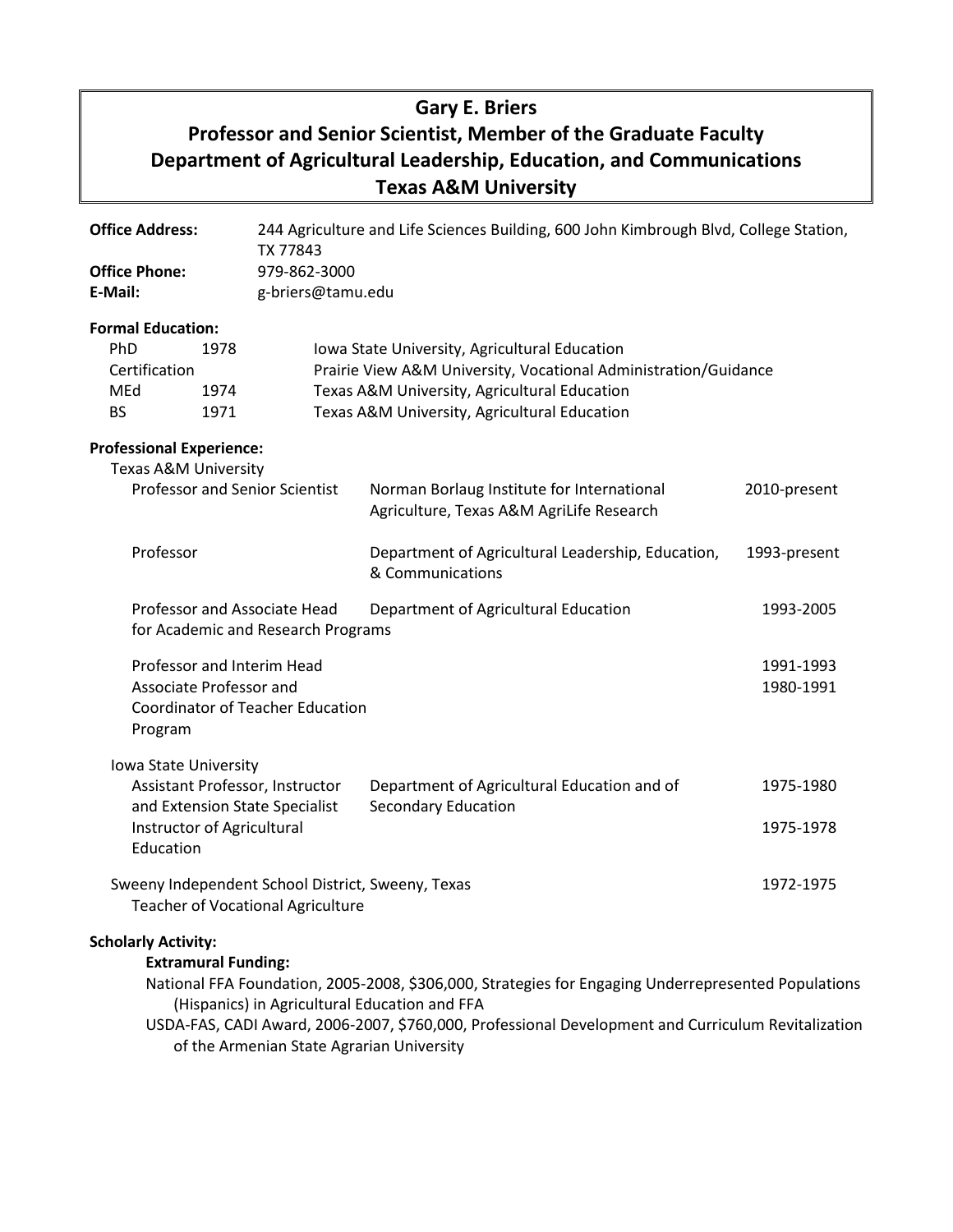# Gary E. Briers
## Professor and Senior Scientist, Member of the Graduate Faculty
## Department of Agricultural Leadership, Education, and Communications
## Texas A&M University

**Office Address:** 244 Agriculture and Life Sciences Building, 600 John Kimbrough Blvd, College Station, TX 77843
**Office Phone:** 979-862-3000
**E-Mail:** g-briers@tamu.edu

**Formal Education:**

| | | |
|---|---|---|
| PhD | 1978 | Iowa State University, Agricultural Education |
| Certification | | Prairie View A&M University, Vocational Administration/Guidance |
| MEd | 1974 | Texas A&M University, Agricultural Education |
| BS | 1971 | Texas A&M University, Agricultural Education |

**Professional Experience:**

Texas A&M University

| | | |
|---|---|---|
| Professor and Senior Scientist | Norman Borlaug Institute for International Agriculture, Texas A&M AgriLife Research | 2010-present |
| Professor | Department of Agricultural Leadership, Education, & Communications | 1993-present |
| Professor and Associate Head for Academic and Research Programs | Department of Agricultural Education | 1993-2005 |
| Professor and Interim Head | | 1991-1993 |
| Associate Professor and Coordinator of Teacher Education Program | | 1980-1991 |

Iowa State University

| | | |
|---|---|---|
| Assistant Professor, Instructor and Extension State Specialist | Department of Agricultural Education and of Secondary Education | 1975-1980 |
| Instructor of Agricultural Education | | 1975-1978 |

Sweeny Independent School District, Sweeny, Texas — 1972-1975
Teacher of Vocational Agriculture

**Scholarly Activity:**

**Extramural Funding:**

National FFA Foundation, 2005-2008, $306,000, Strategies for Engaging Underrepresented Populations (Hispanics) in Agricultural Education and FFA

USDA-FAS, CADI Award, 2006-2007, $760,000, Professional Development and Curriculum Revitalization of the Armenian State Agrarian University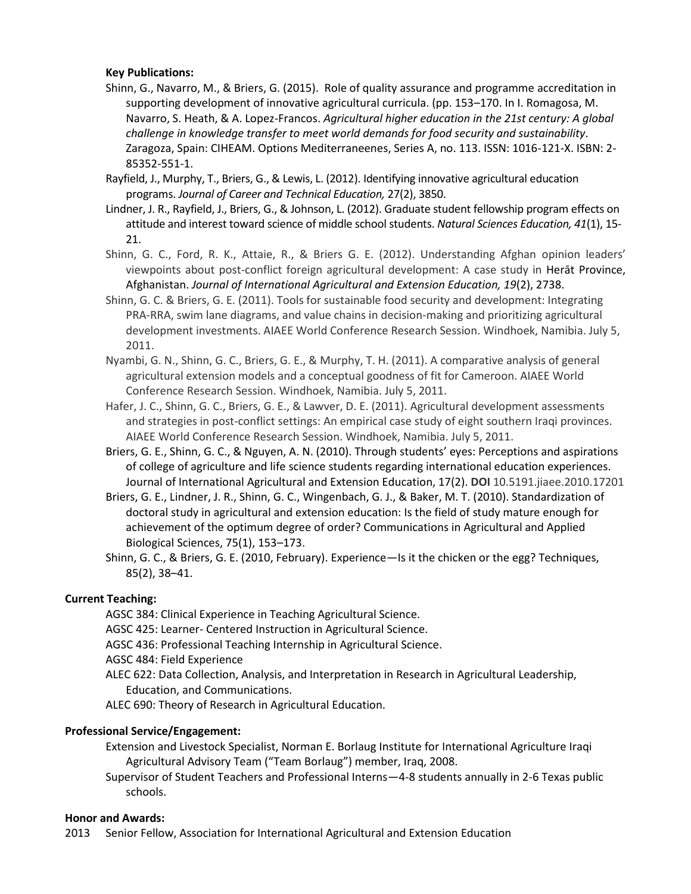**Key Publications:**

Shinn, G., Navarro, M., & Briers, G. (2015). Role of quality assurance and programme accreditation in supporting development of innovative agricultural curricula. (pp. 153–170. In I. Romagosa, M. Navarro, S. Heath, & A. Lopez-Francos. *Agricultural higher education in the 21st century: A global challenge in knowledge transfer to meet world demands for food security and sustainability*. Zaragoza, Spain: CIHEAM. Options Mediterraneenes, Series A, no. 113. ISSN: 1016-121-X. ISBN: 2-85352-551-1.

Rayfield, J., Murphy, T., Briers, G., & Lewis, L. (2012). Identifying innovative agricultural education programs. *Journal of Career and Technical Education,* 27(2), 3850.

Lindner, J. R., Rayfield, J., Briers, G., & Johnson, L. (2012). Graduate student fellowship program effects on attitude and interest toward science of middle school students. *Natural Sciences Education, 41*(1), 15-21.

Shinn, G. C., Ford, R. K., Attaie, R., & Briers G. E. (2012). Understanding Afghan opinion leaders' viewpoints about post-conflict foreign agricultural development: A case study in Herāt Province, Afghanistan. *Journal of International Agricultural and Extension Education, 19*(2), 2738.

Shinn, G. C. & Briers, G. E. (2011). Tools for sustainable food security and development: Integrating PRA-RRA, swim lane diagrams, and value chains in decision-making and prioritizing agricultural development investments. AIAEE World Conference Research Session. Windhoek, Namibia. July 5, 2011.

Nyambi, G. N., Shinn, G. C., Briers, G. E., & Murphy, T. H. (2011). A comparative analysis of general agricultural extension models and a conceptual goodness of fit for Cameroon. AIAEE World Conference Research Session. Windhoek, Namibia. July 5, 2011.

Hafer, J. C., Shinn, G. C., Briers, G. E., & Lawver, D. E. (2011). Agricultural development assessments and strategies in post-conflict settings: An empirical case study of eight southern Iraqi provinces. AIAEE World Conference Research Session. Windhoek, Namibia. July 5, 2011.

Briers, G. E., Shinn, G. C., & Nguyen, A. N. (2010). Through students' eyes: Perceptions and aspirations of college of agriculture and life science students regarding international education experiences. Journal of International Agricultural and Extension Education, 17(2). **DOI** 10.5191.jiaee.2010.17201

Briers, G. E., Lindner, J. R., Shinn, G. C., Wingenbach, G. J., & Baker, M. T. (2010). Standardization of doctoral study in agricultural and extension education: Is the field of study mature enough for achievement of the optimum degree of order? Communications in Agricultural and Applied Biological Sciences, 75(1), 153–173.

Shinn, G. C., & Briers, G. E. (2010, February). Experience—Is it the chicken or the egg? Techniques, 85(2), 38–41.

**Current Teaching:**

AGSC 384: Clinical Experience in Teaching Agricultural Science.

AGSC 425: Learner- Centered Instruction in Agricultural Science.

AGSC 436: Professional Teaching Internship in Agricultural Science.

AGSC 484: Field Experience

ALEC 622: Data Collection, Analysis, and Interpretation in Research in Agricultural Leadership, Education, and Communications.

ALEC 690: Theory of Research in Agricultural Education.

**Professional Service/Engagement:**

Extension and Livestock Specialist, Norman E. Borlaug Institute for International Agriculture Iraqi Agricultural Advisory Team ("Team Borlaug") member, Iraq, 2008.

Supervisor of Student Teachers and Professional Interns—4-8 students annually in 2-6 Texas public schools.

**Honor and Awards:**

2013 Senior Fellow, Association for International Agricultural and Extension Education